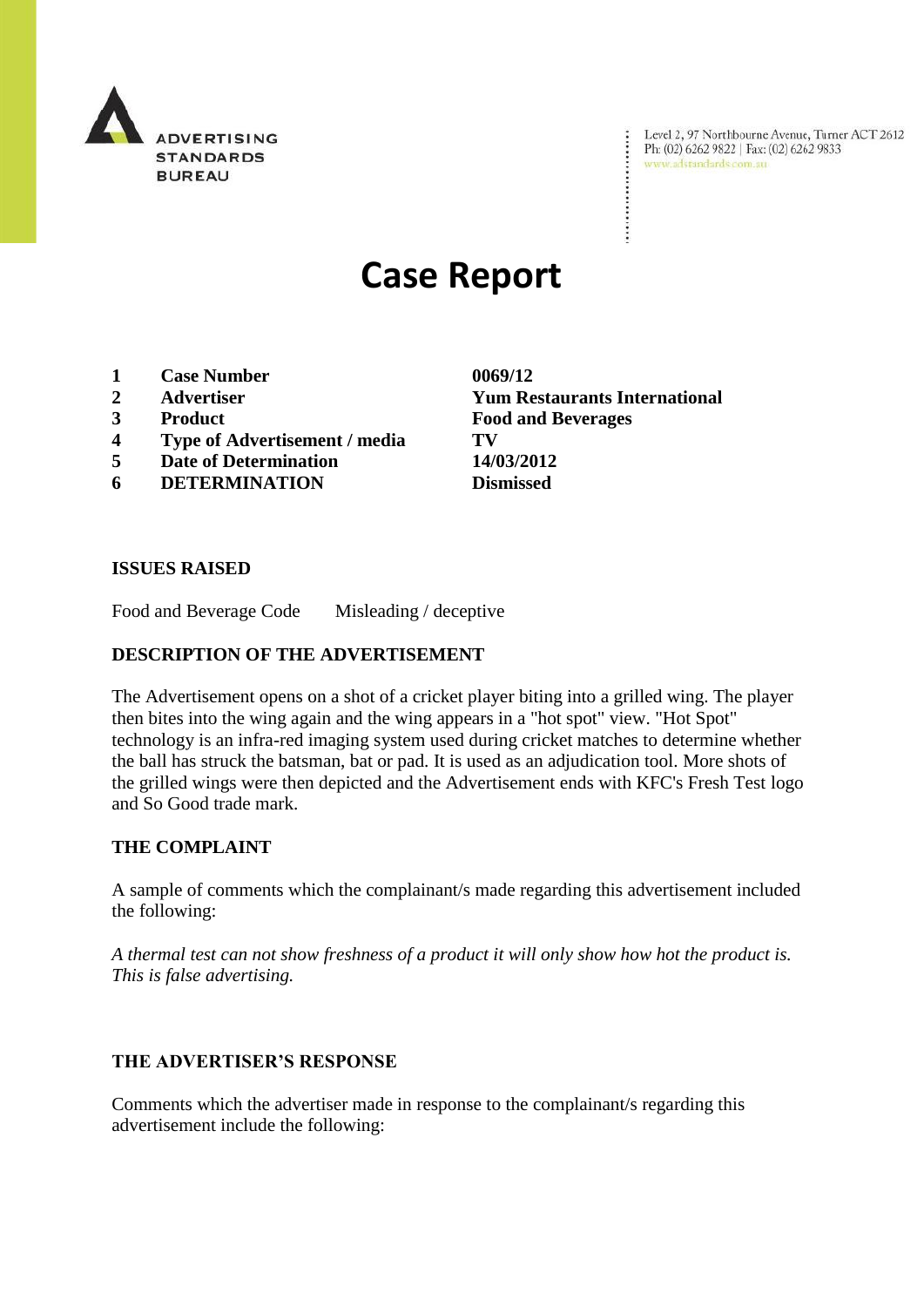ADVERTISING STANDARDS BUREAU

Level 2, 97 Northbourne Avenue, Turner ACT 2612
Ph: (02) 6262 9822 | Fax: (02) 6262 9833
www.adstandards.com.au

# Case Report

| | | |
|---|---|---|
| **1** | **Case Number** | **0069/12** |
| **2** | **Advertiser** | **Yum Restaurants International** |
| **3** | **Product** | **Food and Beverages** |
| **4** | **Type of Advertisement / media** | **TV** |
| **5** | **Date of Determination** | **14/03/2012** |
| **6** | **DETERMINATION** | **Dismissed** |

## ISSUES RAISED

Food and Beverage Code    Misleading / deceptive

## DESCRIPTION OF THE ADVERTISEMENT

The Advertisement opens on a shot of a cricket player biting into a grilled wing. The player then bites into the wing again and the wing appears in a "hot spot" view. "Hot Spot" technology is an infra-red imaging system used during cricket matches to determine whether the ball has struck the batsman, bat or pad. It is used as an adjudication tool. More shots of the grilled wings were then depicted and the Advertisement ends with KFC's Fresh Test logo and So Good trade mark.

## THE COMPLAINT

A sample of comments which the complainant/s made regarding this advertisement included the following:

*A thermal test can not show freshness of a product it will only show how hot the product is. This is false advertising.*

## THE ADVERTISER'S RESPONSE

Comments which the advertiser made in response to the complainant/s regarding this advertisement include the following: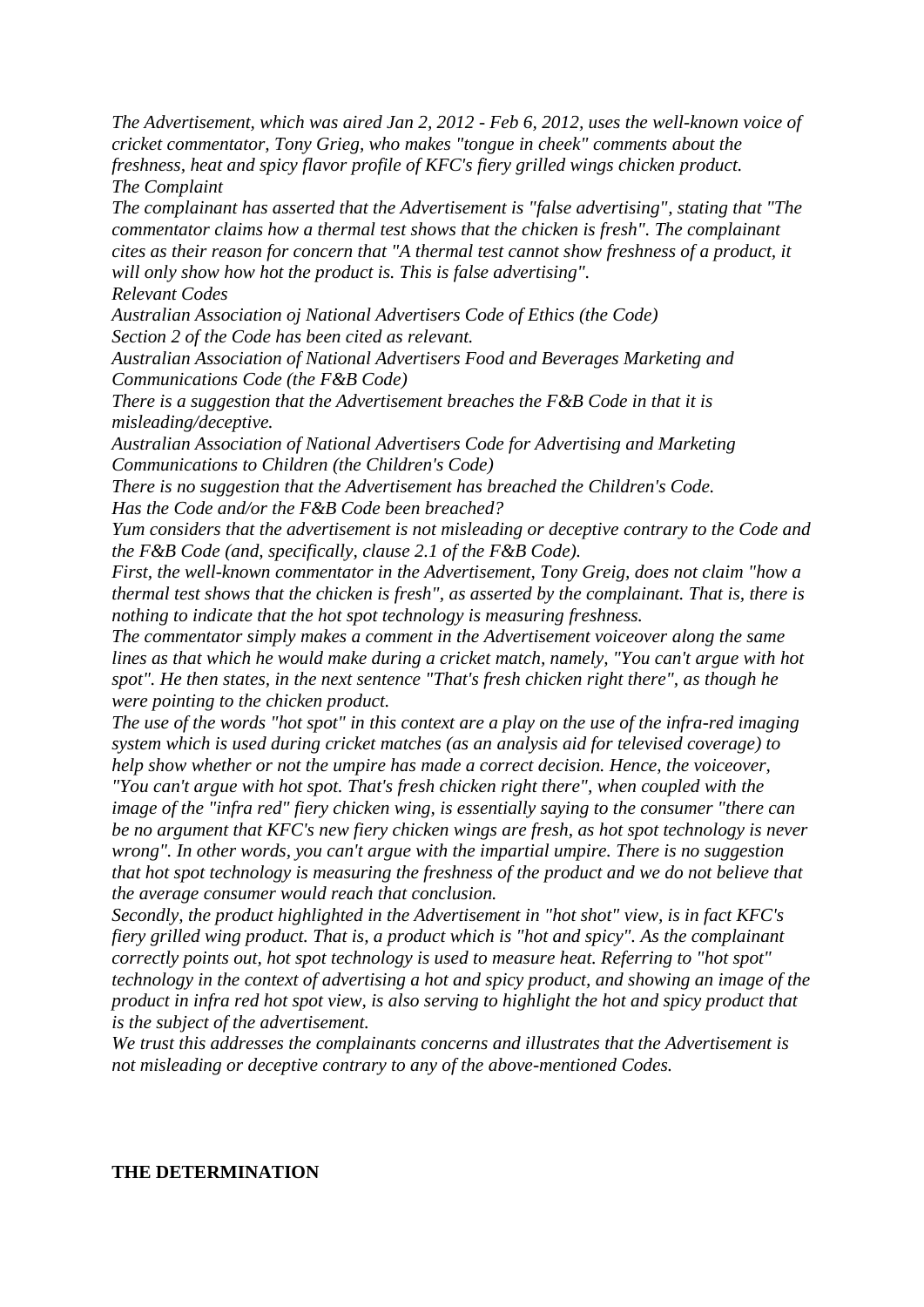*The Advertisement, which was aired Jan 2, 2012 - Feb 6, 2012, uses the well-known voice of cricket commentator, Tony Grieg, who makes "tongue in cheek" comments about the freshness, heat and spicy flavor profile of KFC's fiery grilled wings chicken product.*

*The Complaint*

*The complainant has asserted that the Advertisement is "false advertising", stating that "The commentator claims how a thermal test shows that the chicken is fresh". The complainant cites as their reason for concern that "A thermal test cannot show freshness of a product, it will only show how hot the product is. This is false advertising".*

*Relevant Codes*

*Australian Association oj National Advertisers Code of Ethics (the Code)*

*Section 2 of the Code has been cited as relevant.*

*Australian Association of National Advertisers Food and Beverages Marketing and Communications Code (the F&B Code)*

*There is a suggestion that the Advertisement breaches the F&B Code in that it is misleading/deceptive.*

*Australian Association of National Advertisers Code for Advertising and Marketing Communications to Children (the Children's Code)*

*There is no suggestion that the Advertisement has breached the Children's Code.*

*Has the Code and/or the F&B Code been breached?*

*Yum considers that the advertisement is not misleading or deceptive contrary to the Code and the F&B Code (and, specifically, clause 2.1 of the F&B Code).*

*First, the well-known commentator in the Advertisement, Tony Greig, does not claim "how a thermal test shows that the chicken is fresh", as asserted by the complainant. That is, there is nothing to indicate that the hot spot technology is measuring freshness.*

*The commentator simply makes a comment in the Advertisement voiceover along the same lines as that which he would make during a cricket match, namely, "You can't argue with hot spot". He then states, in the next sentence "That's fresh chicken right there", as though he were pointing to the chicken product.*

*The use of the words "hot spot" in this context are a play on the use of the infra-red imaging system which is used during cricket matches (as an analysis aid for televised coverage) to help show whether or not the umpire has made a correct decision. Hence, the voiceover, "You can't argue with hot spot. That's fresh chicken right there", when coupled with the image of the "infra red" fiery chicken wing, is essentially saying to the consumer "there can be no argument that KFC's new fiery chicken wings are fresh, as hot spot technology is never wrong". In other words, you can't argue with the impartial umpire. There is no suggestion that hot spot technology is measuring the freshness of the product and we do not believe that the average consumer would reach that conclusion.*

*Secondly, the product highlighted in the Advertisement in "hot shot" view, is in fact KFC's fiery grilled wing product. That is, a product which is "hot and spicy". As the complainant correctly points out, hot spot technology is used to measure heat. Referring to "hot spot" technology in the context of advertising a hot and spicy product, and showing an image of the product in infra red hot spot view, is also serving to highlight the hot and spicy product that is the subject of the advertisement.*

*We trust this addresses the complainants concerns and illustrates that the Advertisement is not misleading or deceptive contrary to any of the above-mentioned Codes.*

**THE DETERMINATION**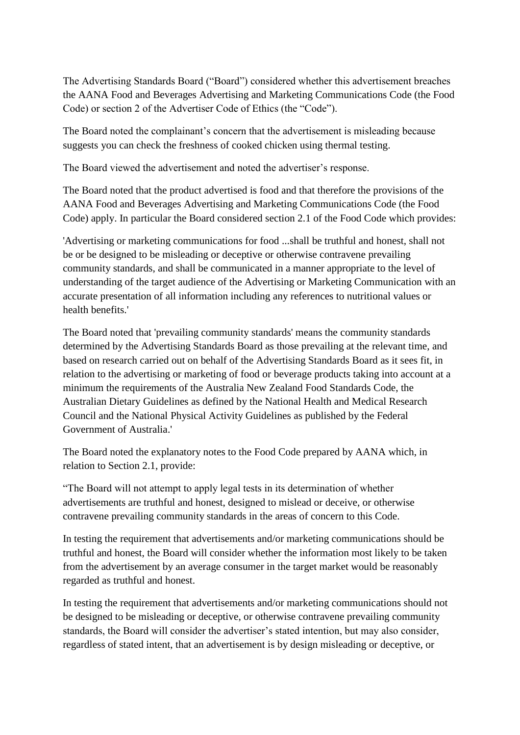The Advertising Standards Board ("Board") considered whether this advertisement breaches the AANA Food and Beverages Advertising and Marketing Communications Code (the Food Code) or section 2 of the Advertiser Code of Ethics (the "Code").

The Board noted the complainant's concern that the advertisement is misleading because suggests you can check the freshness of cooked chicken using thermal testing.

The Board viewed the advertisement and noted the advertiser's response.

The Board noted that the product advertised is food and that therefore the provisions of the AANA Food and Beverages Advertising and Marketing Communications Code (the Food Code) apply. In particular the Board considered section 2.1 of the Food Code which provides:

'Advertising or marketing communications for food ...shall be truthful and honest, shall not be or be designed to be misleading or deceptive or otherwise contravene prevailing community standards, and shall be communicated in a manner appropriate to the level of understanding of the target audience of the Advertising or Marketing Communication with an accurate presentation of all information including any references to nutritional values or health benefits.'

The Board noted that 'prevailing community standards' means the community standards determined by the Advertising Standards Board as those prevailing at the relevant time, and based on research carried out on behalf of the Advertising Standards Board as it sees fit, in relation to the advertising or marketing of food or beverage products taking into account at a minimum the requirements of the Australia New Zealand Food Standards Code, the Australian Dietary Guidelines as defined by the National Health and Medical Research Council and the National Physical Activity Guidelines as published by the Federal Government of Australia.'

The Board noted the explanatory notes to the Food Code prepared by AANA which, in relation to Section 2.1, provide:

"The Board will not attempt to apply legal tests in its determination of whether advertisements are truthful and honest, designed to mislead or deceive, or otherwise contravene prevailing community standards in the areas of concern to this Code.

In testing the requirement that advertisements and/or marketing communications should be truthful and honest, the Board will consider whether the information most likely to be taken from the advertisement by an average consumer in the target market would be reasonably regarded as truthful and honest.

In testing the requirement that advertisements and/or marketing communications should not be designed to be misleading or deceptive, or otherwise contravene prevailing community standards, the Board will consider the advertiser's stated intention, but may also consider, regardless of stated intent, that an advertisement is by design misleading or deceptive, or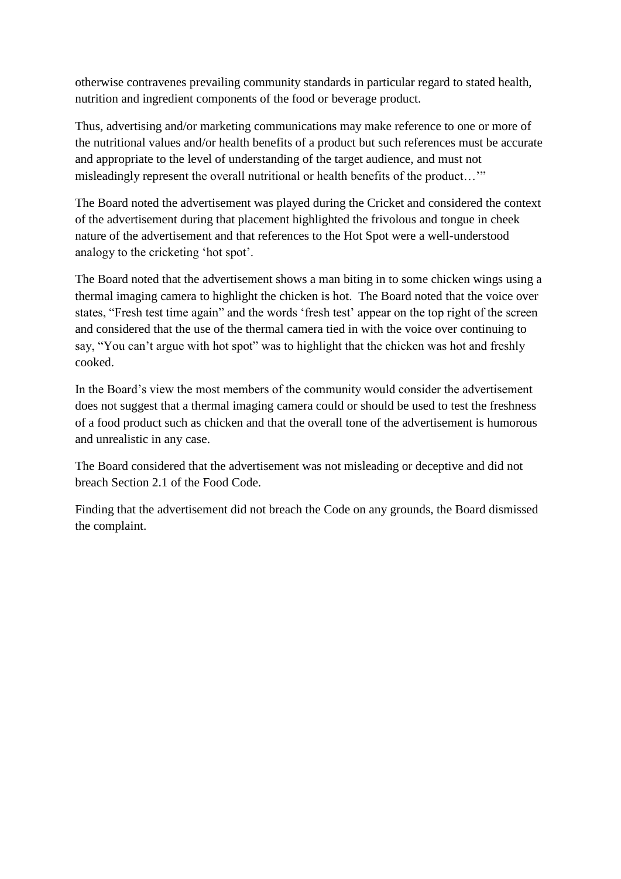otherwise contravenes prevailing community standards in particular regard to stated health, nutrition and ingredient components of the food or beverage product.

Thus, advertising and/or marketing communications may make reference to one or more of the nutritional values and/or health benefits of a product but such references must be accurate and appropriate to the level of understanding of the target audience, and must not misleadingly represent the overall nutritional or health benefits of the product…'"

The Board noted the advertisement was played during the Cricket and considered the context of the advertisement during that placement highlighted the frivolous and tongue in cheek nature of the advertisement and that references to the Hot Spot were a well-understood analogy to the cricketing 'hot spot'.

The Board noted that the advertisement shows a man biting in to some chicken wings using a thermal imaging camera to highlight the chicken is hot. The Board noted that the voice over states, "Fresh test time again" and the words 'fresh test' appear on the top right of the screen and considered that the use of the thermal camera tied in with the voice over continuing to say, "You can't argue with hot spot" was to highlight that the chicken was hot and freshly cooked.

In the Board's view the most members of the community would consider the advertisement does not suggest that a thermal imaging camera could or should be used to test the freshness of a food product such as chicken and that the overall tone of the advertisement is humorous and unrealistic in any case.

The Board considered that the advertisement was not misleading or deceptive and did not breach Section 2.1 of the Food Code.

Finding that the advertisement did not breach the Code on any grounds, the Board dismissed the complaint.